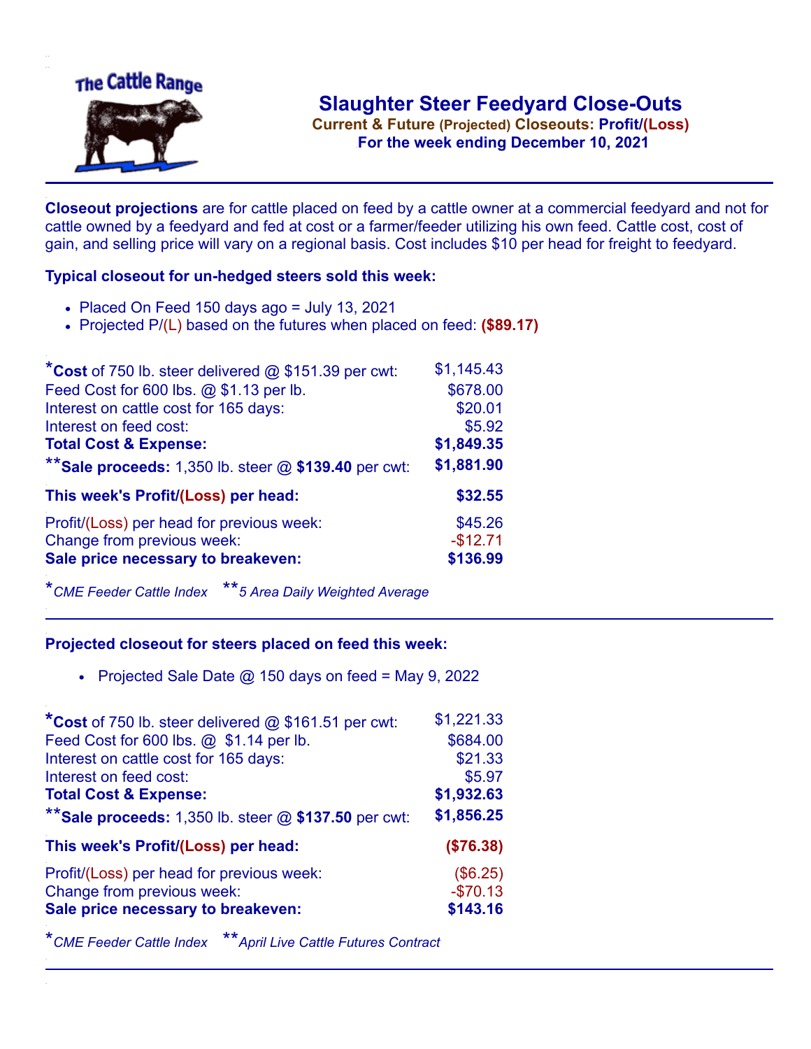# Slaughter Steer Feedyard Close-Outs

**Current & Future (Projected) Closeouts: Profit/(Loss)**

**For the week ending December 10, 2021**

**Closeout projections** are for cattle placed on feed by a cattle owner at a commercial feedyard and not for cattle owned by a feedyard and fed at cost or a farmer/feeder utilizing his own feed. Cattle cost, cost of gain, and selling price will vary on a regional basis. Cost includes $10 per head for freight to feedyard.

### Typical closeout for un-hedged steers sold this week:

- Placed On Feed 150 days ago = July 13, 2021
- Projected P/(L) based on the futures when placed on feed: **($89.17)**

| | |
|---|---|
| ***Cost** of 750 lb. steer delivered @ $151.39 per cwt: | $1,145.43 |
| Feed Cost for 600 lbs. @ $1.13 per lb. | $678.00 |
| Interest on cattle cost for 165 days: | $20.01 |
| Interest on feed cost: | $5.92 |
| **Total Cost & Expense:** | **$1,849.35** |
| ****Sale proceeds:** 1,350 lb. steer @ **$139.40** per cwt: | **$1,881.90** |
| **This week's Profit/(Loss) per head:** | **$32.55** |
| Profit/(Loss) per head for previous week: | $45.26 |
| Change from previous week: | -$12.71 |
| **Sale price necessary to breakeven:** | **$136.99** |

**CME Feeder Cattle Index* ***5 Area Daily Weighted Average*

### Projected closeout for steers placed on feed this week:

- Projected Sale Date @ 150 days on feed = May 9, 2022

| | |
|---|---|
| ***Cost** of 750 lb. steer delivered @ $161.51 per cwt: | $1,221.33 |
| Feed Cost for 600 lbs. @ $1.14 per lb. | $684.00 |
| Interest on cattle cost for 165 days: | $21.33 |
| Interest on feed cost: | $5.97 |
| **Total Cost & Expense:** | **$1,932.63** |
| ****Sale proceeds:** 1,350 lb. steer @ **$137.50** per cwt: | **$1,856.25** |
| **This week's Profit/(Loss) per head:** | **($76.38)** |
| Profit/(Loss) per head for previous week: | ($6.25) |
| Change from previous week: | -$70.13 |
| **Sale price necessary to breakeven:** | **$143.16** |

**CME Feeder Cattle Index* ***April Live Cattle Futures Contract*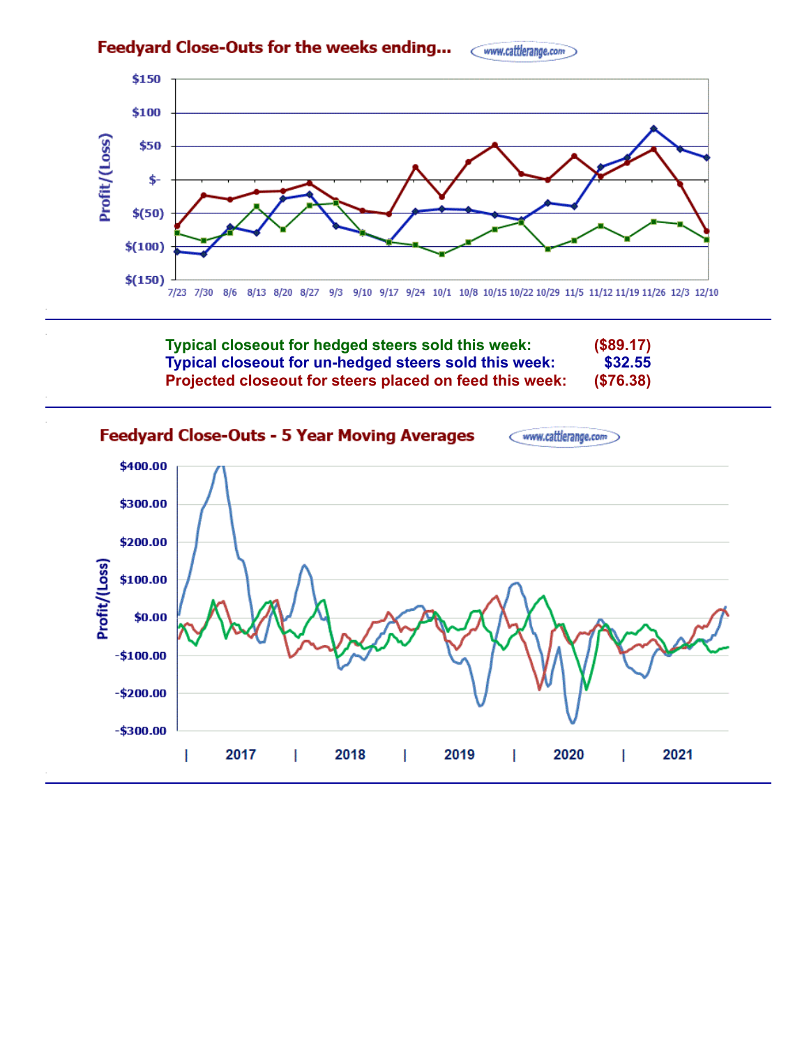## Feedyard Close-Outs for the weeks ending...

www.cattlerange.com

$150
$100
$50
$-
$(50)
$(100)
$(150)

Profit/(Loss)

7/23 7/30 8/6 8/13 8/20 8/27 9/3 9/10 9/17 9/24 10/1 10/8 10/15 10/22 10/29 11/5 11/12 11/19 11/26 12/3 12/10

---

**Typical closeout for hedged steers sold this week: ($89.17)**
**Typical closeout for un-hedged steers sold this week: $32.55**
**Projected closeout for steers placed on feed this week: ($76.38)**

---

## Feedyard Close-Outs - 5 Year Moving Averages

www.cattlerange.com

$400.00
$300.00
$200.00
$100.00
$0.00
-$100.00
-$200.00
-$300.00

Profit/(Loss)

| 2017 | 2018 | 2019 | 2020 | 2021